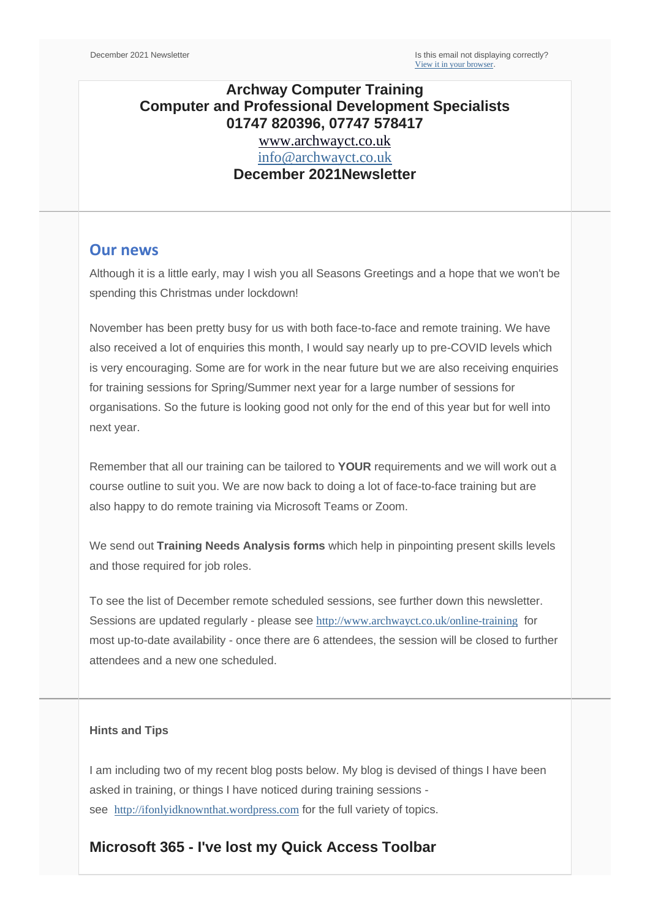December 2021 Newsletter

Is this email not displaying correctly?
View it in your browser.

**Archway Computer Training**
**Computer and Professional Development Specialists**
**01747 820396, 07747 578417**
www.archwayct.co.uk
info@archwayct.co.uk
**December 2021Newsletter**

## Our news

Although it is a little early, may I wish you all Seasons Greetings and a hope that we won't be spending this Christmas under lockdown!

November has been pretty busy for us with both face-to-face and remote training. We have also received a lot of enquiries this month, I would say nearly up to pre-COVID levels which is very encouraging. Some are for work in the near future but we are also receiving enquiries for training sessions for Spring/Summer next year for a large number of sessions for organisations. So the future is looking good not only for the end of this year but for well into next year.

Remember that all our training can be tailored to **YOUR** requirements and we will work out a course outline to suit you. We are now back to doing a lot of face-to-face training but are also happy to do remote training via Microsoft Teams or Zoom.

We send out **Training Needs Analysis forms** which help in pinpointing present skills levels and those required for job roles.

To see the list of December remote scheduled sessions, see further down this newsletter. Sessions are updated regularly - please see http://www.archwayct.co.uk/online-training for most up-to-date availability - once there are 6 attendees, the session will be closed to further attendees and a new one scheduled.

#### Hints and Tips

I am including two of my recent blog posts below. My blog is devised of things I have been asked in training, or things I have noticed during training sessions - see http://ifonlyidknownthat.wordpress.com for the full variety of topics.

### Microsoft 365 - I've lost my Quick Access Toolbar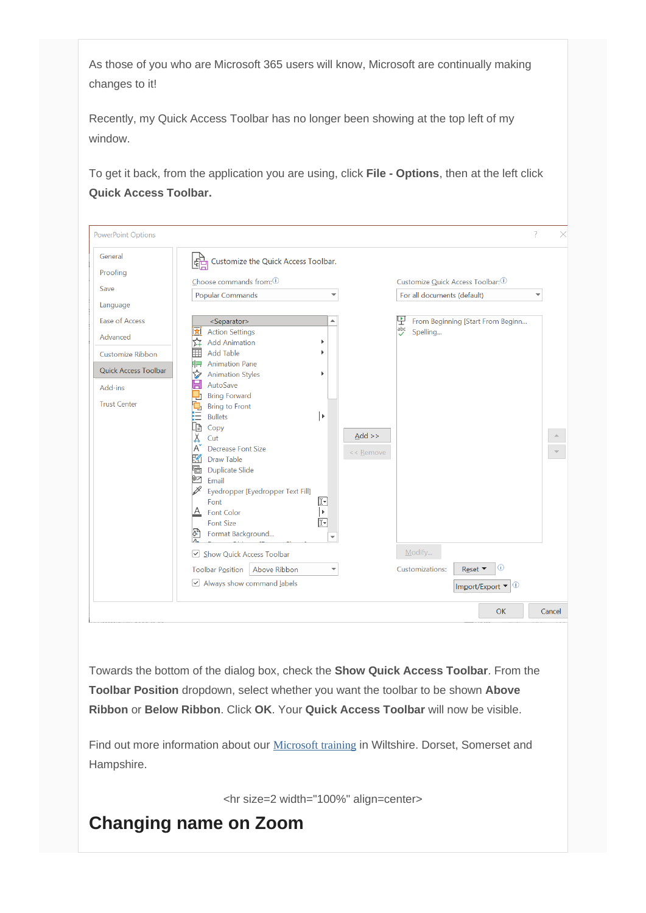As those of you who are Microsoft 365 users will know, Microsoft are continually making changes to it!

Recently, my Quick Access Toolbar has no longer been showing at the top left of my window.

To get it back, from the application you are using, click **File - Options**, then at the left click **Quick Access Toolbar.**

Towards the bottom of the dialog box, check the **Show Quick Access Toolbar**. From the **Toolbar Position** dropdown, select whether you want the toolbar to be shown **Above Ribbon** or **Below Ribbon**. Click **OK**. Your **Quick Access Toolbar** will now be visible.

Find out more information about our [Microsoft training](#) in Wiltshire. Dorset, Somerset and Hampshire.

<hr size=2 width="100%" align=center>

## Changing name on Zoom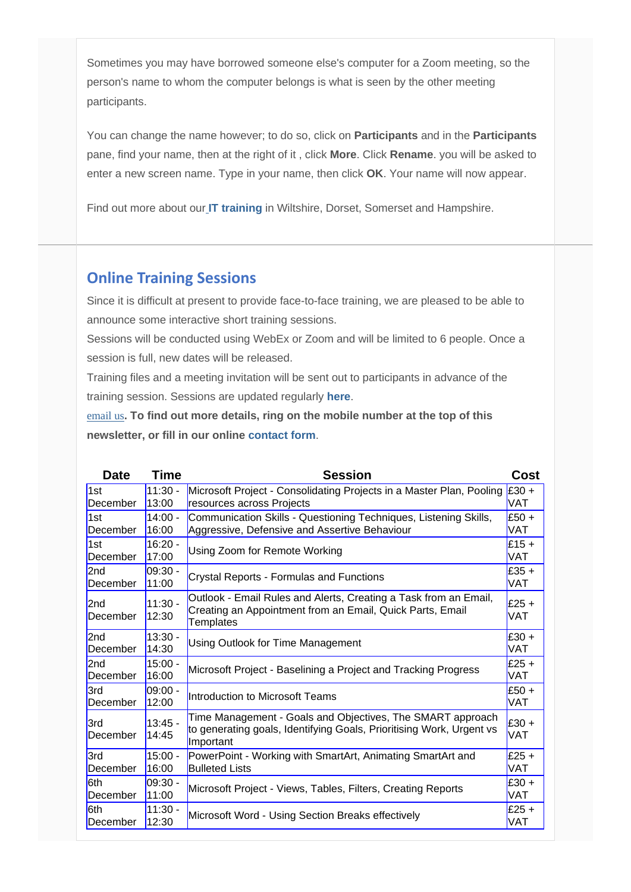Sometimes you may have borrowed someone else's computer for a Zoom meeting, so the person's name to whom the computer belongs is what is seen by the other meeting participants.

You can change the name however; to do so, click on **Participants** and in the **Participants** pane, find your name, then at the right of it , click **More**. Click **Rename**. you will be asked to enter a new screen name. Type in your name, then click **OK**. Your name will now appear.

Find out more about our **IT training** in Wiltshire, Dorset, Somerset and Hampshire.

## Online Training Sessions

Since it is difficult at present to provide face-to-face training, we are pleased to be able to announce some interactive short training sessions.

Sessions will be conducted using WebEx or Zoom and will be limited to 6 people. Once a session is full, new dates will be released.

Training files and a meeting invitation will be sent out to participants in advance of the training session. Sessions are updated regularly **here**.

email us**. To find out more details, ring on the mobile number at the top of this newsletter, or fill in our online contact form**.

| Date | Time | Session | Cost |
|---|---|---|---|
| 1st December | 11:30 - 13:00 | Microsoft Project - Consolidating Projects in a Master Plan, Pooling resources across Projects | £30 + VAT |
| 1st December | 14:00 - 16:00 | Communication Skills - Questioning Techniques, Listening Skills, Aggressive, Defensive and Assertive Behaviour | £50 + VAT |
| 1st December | 16:20 - 17:00 | Using Zoom for Remote Working | £15 + VAT |
| 2nd December | 09:30 - 11:00 | Crystal Reports - Formulas and Functions | £35 + VAT |
| 2nd December | 11:30 - 12:30 | Outlook - Email Rules and Alerts, Creating a Task from an Email, Creating an Appointment from an Email, Quick Parts, Email Templates | £25 + VAT |
| 2nd December | 13:30 - 14:30 | Using Outlook for Time Management | £30 + VAT |
| 2nd December | 15:00 - 16:00 | Microsoft Project - Baselining a Project and Tracking Progress | £25 + VAT |
| 3rd December | 09:00 - 12:00 | Introduction to Microsoft Teams | £50 + VAT |
| 3rd December | 13:45 - 14:45 | Time Management - Goals and Objectives, The SMART approach to generating goals, Identifying Goals, Prioritising Work, Urgent vs Important | £30 + VAT |
| 3rd December | 15:00 - 16:00 | PowerPoint - Working with SmartArt, Animating SmartArt and Bulleted Lists | £25 + VAT |
| 6th December | 09:30 - 11:00 | Microsoft Project - Views, Tables, Filters, Creating Reports | £30 + VAT |
| 6th December | 11:30 - 12:30 | Microsoft Word - Using Section Breaks effectively | £25 + VAT |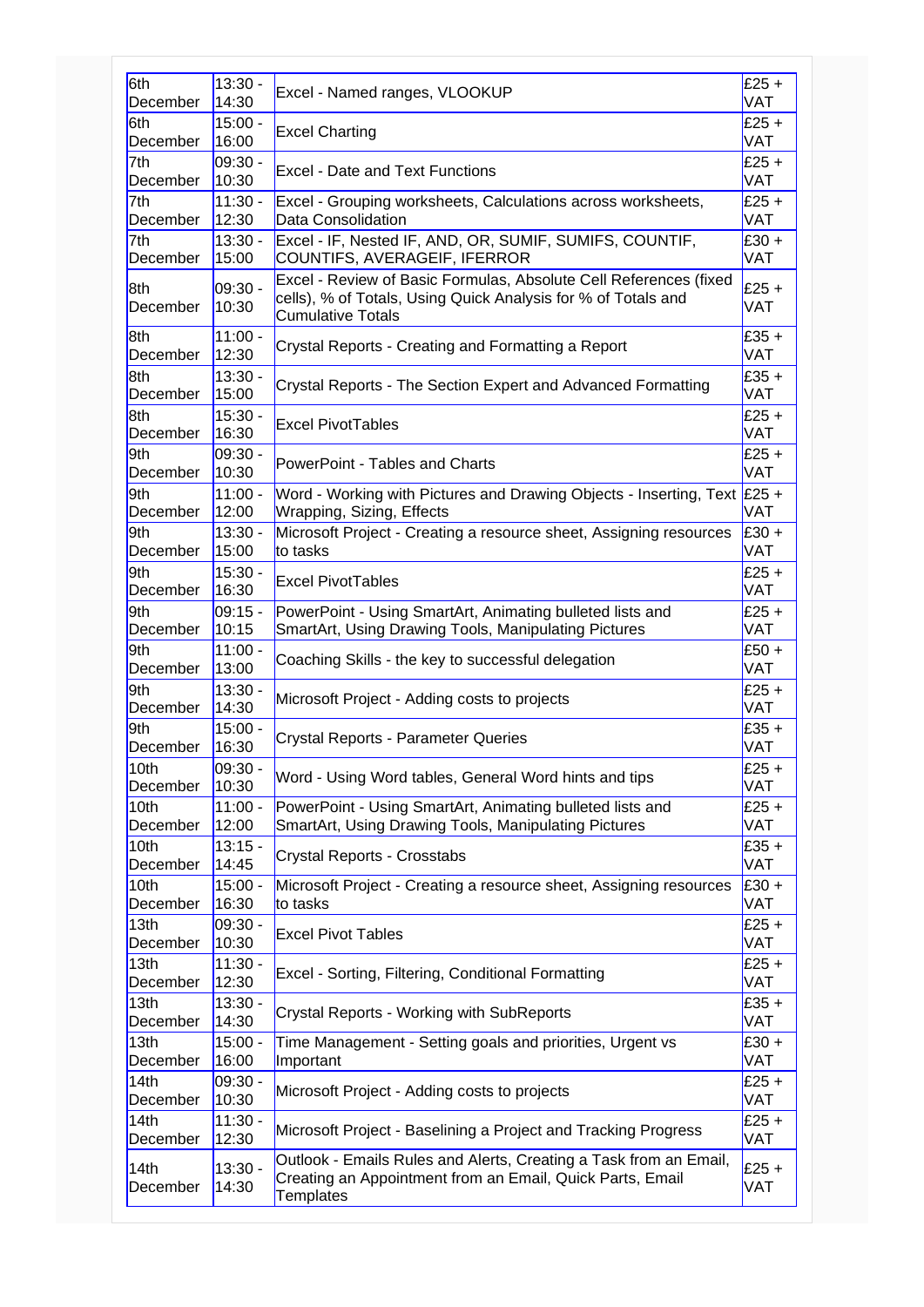| | | | |
|---|---|---|---|
| 6th December | 13:30 - 14:30 | Excel - Named ranges, VLOOKUP | £25 + VAT |
| 6th December | 15:00 - 16:00 | Excel Charting | £25 + VAT |
| 7th December | 09:30 - 10:30 | Excel - Date and Text Functions | £25 + VAT |
| 7th December | 11:30 - 12:30 | Excel - Grouping worksheets, Calculations across worksheets, Data Consolidation | £25 + VAT |
| 7th December | 13:30 - 15:00 | Excel - IF, Nested IF, AND, OR, SUMIF, SUMIFS, COUNTIF, COUNTIFS, AVERAGEIF, IFERROR | £30 + VAT |
| 8th December | 09:30 - 10:30 | Excel - Review of Basic Formulas, Absolute Cell References (fixed cells), % of Totals, Using Quick Analysis for % of Totals and Cumulative Totals | £25 + VAT |
| 8th December | 11:00 - 12:30 | Crystal Reports - Creating and Formatting a Report | £35 + VAT |
| 8th December | 13:30 - 15:00 | Crystal Reports - The Section Expert and Advanced Formatting | £35 + VAT |
| 8th December | 15:30 - 16:30 | Excel PivotTables | £25 + VAT |
| 9th December | 09:30 - 10:30 | PowerPoint - Tables and Charts | £25 + VAT |
| 9th December | 11:00 - 12:00 | Word - Working with Pictures and Drawing Objects - Inserting, Text Wrapping, Sizing, Effects | £25 + VAT |
| 9th December | 13:30 - 15:00 | Microsoft Project - Creating a resource sheet, Assigning resources to tasks | £30 + VAT |
| 9th December | 15:30 - 16:30 | Excel PivotTables | £25 + VAT |
| 9th December | 09:15 - 10:15 | PowerPoint - Using SmartArt, Animating bulleted lists and SmartArt, Using Drawing Tools, Manipulating Pictures | £25 + VAT |
| 9th December | 11:00 - 13:00 | Coaching Skills - the key to successful delegation | £50 + VAT |
| 9th December | 13:30 - 14:30 | Microsoft Project - Adding costs to projects | £25 + VAT |
| 9th December | 15:00 - 16:30 | Crystal Reports - Parameter Queries | £35 + VAT |
| 10th December | 09:30 - 10:30 | Word - Using Word tables, General Word hints and tips | £25 + VAT |
| 10th December | 11:00 - 12:00 | PowerPoint - Using SmartArt, Animating bulleted lists and SmartArt, Using Drawing Tools, Manipulating Pictures | £25 + VAT |
| 10th December | 13:15 - 14:45 | Crystal Reports - Crosstabs | £35 + VAT |
| 10th December | 15:00 - 16:30 | Microsoft Project - Creating a resource sheet, Assigning resources to tasks | £30 + VAT |
| 13th December | 09:30 - 10:30 | Excel Pivot Tables | £25 + VAT |
| 13th December | 11:30 - 12:30 | Excel - Sorting, Filtering, Conditional Formatting | £25 + VAT |
| 13th December | 13:30 - 14:30 | Crystal Reports - Working with SubReports | £35 + VAT |
| 13th December | 15:00 - 16:00 | Time Management - Setting goals and priorities, Urgent vs Important | £30 + VAT |
| 14th December | 09:30 - 10:30 | Microsoft Project - Adding costs to projects | £25 + VAT |
| 14th December | 11:30 - 12:30 | Microsoft Project - Baselining a Project and Tracking Progress | £25 + VAT |
| 14th December | 13:30 - 14:30 | Outlook - Emails Rules and Alerts, Creating a Task from an Email, Creating an Appointment from an Email, Quick Parts, Email Templates | £25 + VAT |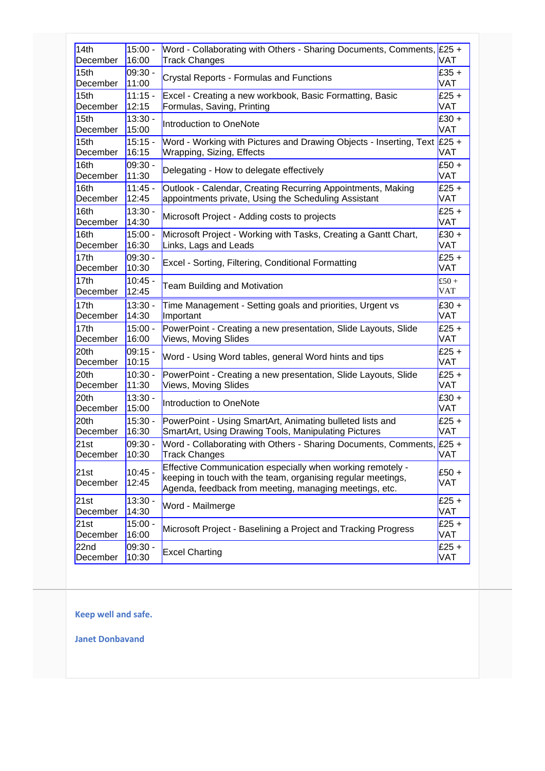| | | | |
|---|---|---|---|
| 14th December | 15:00 - 16:00 | Word - Collaborating with Others - Sharing Documents, Comments, Track Changes | £25 + VAT |
| 15th December | 09:30 - 11:00 | Crystal Reports - Formulas and Functions | £35 + VAT |
| 15th December | 11:15 - 12:15 | Excel - Creating a new workbook, Basic Formatting, Basic Formulas, Saving, Printing | £25 + VAT |
| 15th December | 13:30 - 15:00 | Introduction to OneNote | £30 + VAT |
| 15th December | 15:15 - 16:15 | Word - Working with Pictures and Drawing Objects - Inserting, Text Wrapping, Sizing, Effects | £25 + VAT |
| 16th December | 09:30 - 11:30 | Delegating - How to delegate effectively | £50 + VAT |
| 16th December | 11:45 - 12:45 | Outlook - Calendar, Creating Recurring Appointments, Making appointments private, Using the Scheduling Assistant | £25 + VAT |
| 16th December | 13:30 - 14:30 | Microsoft Project - Adding costs to projects | £25 + VAT |
| 16th December | 15:00 - 16:30 | Microsoft Project - Working with Tasks, Creating a Gantt Chart, Links, Lags and Leads | £30 + VAT |
| 17th December | 09:30 - 10:30 | Excel - Sorting, Filtering, Conditional Formatting | £25 + VAT |
| 17th December | 10:45 - 12:45 | Team Building and Motivation | £50 + VAT |
| 17th December | 13:30 - 14:30 | Time Management - Setting goals and priorities, Urgent vs Important | £30 + VAT |
| 17th December | 15:00 - 16:00 | PowerPoint - Creating a new presentation, Slide Layouts, Slide Views, Moving Slides | £25 + VAT |
| 20th December | 09:15 - 10:15 | Word - Using Word tables, general Word hints and tips | £25 + VAT |
| 20th December | 10:30 - 11:30 | PowerPoint - Creating a new presentation, Slide Layouts, Slide Views, Moving Slides | £25 + VAT |
| 20th December | 13:30 - 15:00 | Introduction to OneNote | £30 + VAT |
| 20th December | 15:30 - 16:30 | PowerPoint - Using SmartArt, Animating bulleted lists and SmartArt, Using Drawing Tools, Manipulating Pictures | £25 + VAT |
| 21st December | 09:30 - 10:30 | Word - Collaborating with Others - Sharing Documents, Comments, Track Changes | £25 + VAT |
| 21st December | 10:45 - 12:45 | Effective Communication especially when working remotely - keeping in touch with the team, organising regular meetings, Agenda, feedback from meeting, managing meetings, etc. | £50 + VAT |
| 21st December | 13:30 - 14:30 | Word - Mailmerge | £25 + VAT |
| 21st December | 15:00 - 16:00 | Microsoft Project - Baselining a Project and Tracking Progress | £25 + VAT |
| 22nd December | 09:30 - 10:30 | Excel Charting | £25 + VAT |

**Keep well and safe.**

**Janet Donbavand**